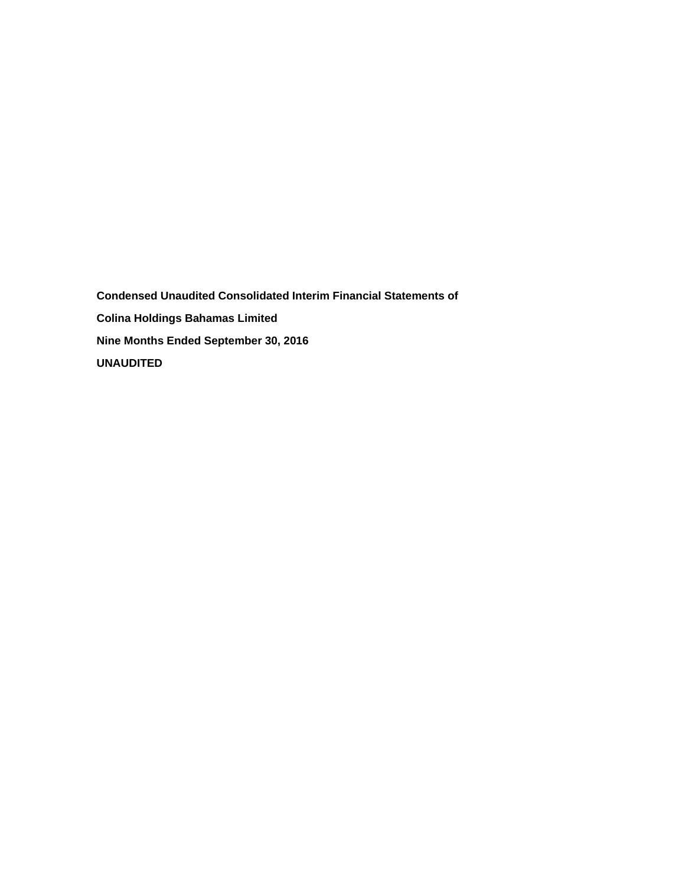**Condensed Unaudited Consolidated Interim Financial Statements of**

**Colina Holdings Bahamas Limited**

**Nine Months Ended September 30, 2016**

**UNAUDITED**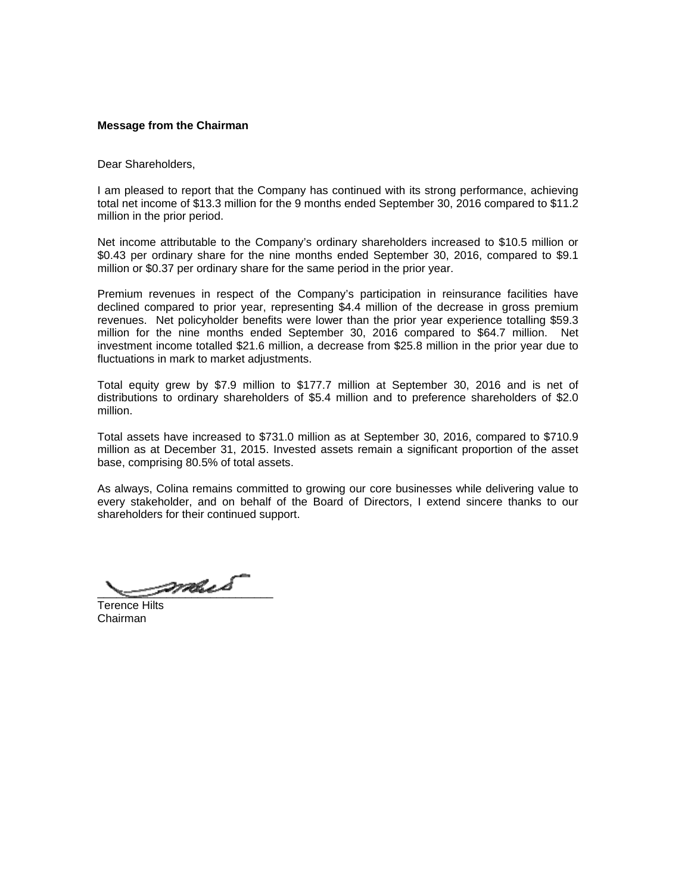**Message from the Chairman**

Dear Shareholders,

I am pleased to report that the Company has continued with its strong performance, achieving total net income of $13.3 million for the 9 months ended September 30, 2016 compared to $11.2 million in the prior period.

Net income attributable to the Company's ordinary shareholders increased to $10.5 million or $0.43 per ordinary share for the nine months ended September 30, 2016, compared to $9.1 million or $0.37 per ordinary share for the same period in the prior year.

Premium revenues in respect of the Company's participation in reinsurance facilities have declined compared to prior year, representing $4.4 million of the decrease in gross premium revenues. Net policyholder benefits were lower than the prior year experience totalling $59.3 million for the nine months ended September 30, 2016 compared to $64.7 million. Net investment income totalled $21.6 million, a decrease from $25.8 million in the prior year due to fluctuations in mark to market adjustments.

Total equity grew by $7.9 million to $177.7 million at September 30, 2016 and is net of distributions to ordinary shareholders of $5.4 million and to preference shareholders of $2.0 million.

Total assets have increased to $731.0 million as at September 30, 2016, compared to $710.9 million as at December 31, 2015. Invested assets remain a significant proportion of the asset base, comprising 80.5% of total assets.

As always, Colina remains committed to growing our core businesses while delivering value to every stakeholder, and on behalf of the Board of Directors, I extend sincere thanks to our shareholders for their continued support.

Terence Hilts
Chairman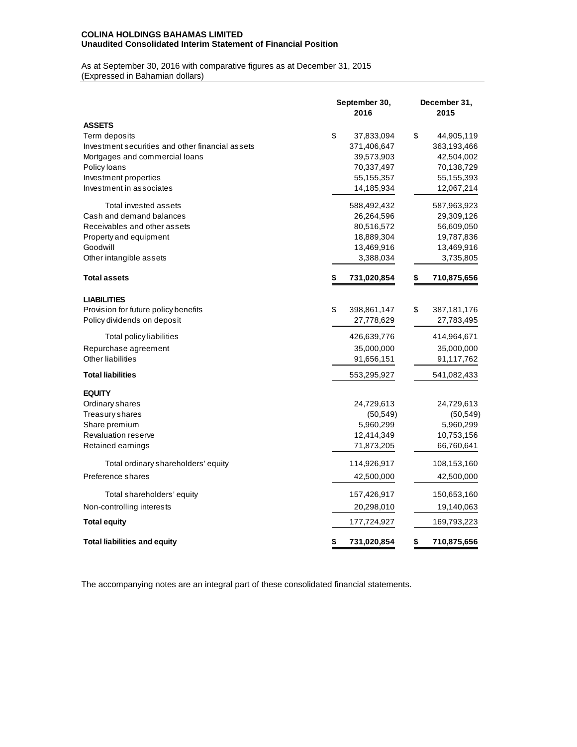**COLINA HOLDINGS BAHAMAS LIMITED**
**Unaudited Consolidated Interim Statement of Financial Position**

As at September 30, 2016 with comparative figures as at December 31, 2015
(Expressed in Bahamian dollars)

| | September 30, 2016 | December 31, 2015 |
|---|---|---|
| **ASSETS** | | |
| Term deposits | $ 37,833,094 | $ 44,905,119 |
| Investment securities and other financial assets | 371,406,647 | 363,193,466 |
| Mortgages and commercial loans | 39,573,903 | 42,504,002 |
| Policy loans | 70,337,497 | 70,138,729 |
| Investment properties | 55,155,357 | 55,155,393 |
| Investment in associates | 14,185,934 | 12,067,214 |
| Total invested assets | 588,492,432 | 587,963,923 |
| Cash and demand balances | 26,264,596 | 29,309,126 |
| Receivables and other assets | 80,516,572 | 56,609,050 |
| Property and equipment | 18,889,304 | 19,787,836 |
| Goodwill | 13,469,916 | 13,469,916 |
| Other intangible assets | 3,388,034 | 3,735,805 |
| **Total assets** | **$ 731,020,854** | **$ 710,875,656** |
| **LIABILITIES** | | |
| Provision for future policy benefits | $ 398,861,147 | $ 387,181,176 |
| Policy dividends on deposit | 27,778,629 | 27,783,495 |
| Total policy liabilities | 426,639,776 | 414,964,671 |
| Repurchase agreement | 35,000,000 | 35,000,000 |
| Other liabilities | 91,656,151 | 91,117,762 |
| **Total liabilities** | 553,295,927 | 541,082,433 |
| **EQUITY** | | |
| Ordinary shares | 24,729,613 | 24,729,613 |
| Treasury shares | (50,549) | (50,549) |
| Share premium | 5,960,299 | 5,960,299 |
| Revaluation reserve | 12,414,349 | 10,753,156 |
| Retained earnings | 71,873,205 | 66,760,641 |
| Total ordinary shareholders' equity | 114,926,917 | 108,153,160 |
| Preference shares | 42,500,000 | 42,500,000 |
| Total shareholders' equity | 157,426,917 | 150,653,160 |
| Non-controlling interests | 20,298,010 | 19,140,063 |
| **Total equity** | 177,724,927 | 169,793,223 |
| **Total liabilities and equity** | **$ 731,020,854** | **$ 710,875,656** |

The accompanying notes are an integral part of these consolidated financial statements.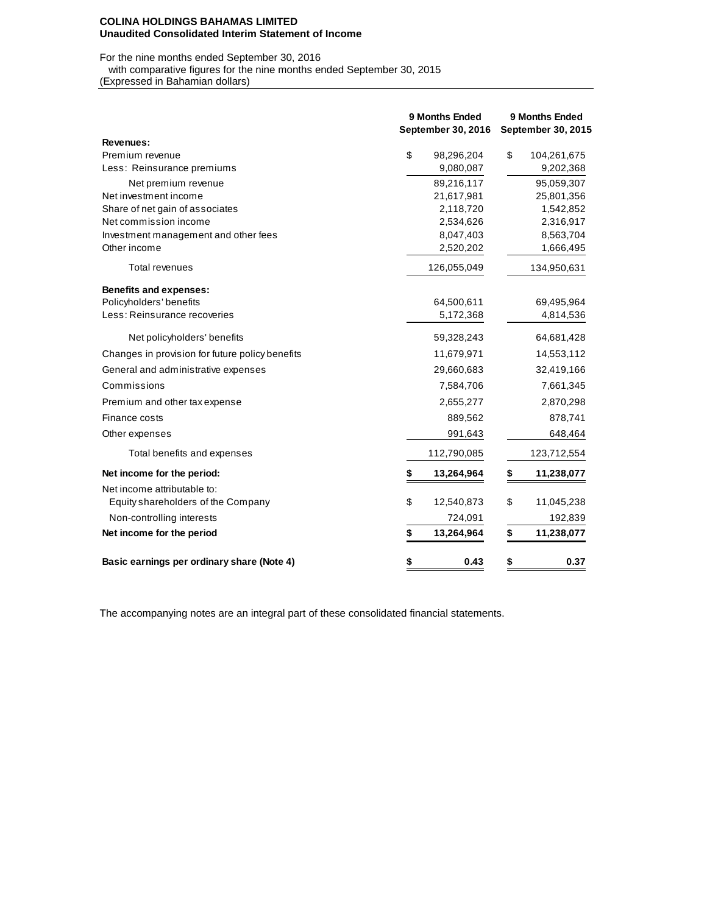**COLINA HOLDINGS BAHAMAS LIMITED**
**Unaudited Consolidated Interim Statement of Income**

For the nine months ended September 30, 2016
with comparative figures for the nine months ended September 30, 2015
(Expressed in Bahamian dollars)

| | 9 Months Ended September 30, 2016 | 9 Months Ended September 30, 2015 |
|---|---|---|
| **Revenues:** | | |
| Premium revenue | $ 98,296,204 | $ 104,261,675 |
| Less: Reinsurance premiums | 9,080,087 | 9,202,368 |
| Net premium revenue | 89,216,117 | 95,059,307 |
| Net investment income | 21,617,981 | 25,801,356 |
| Share of net gain of associates | 2,118,720 | 1,542,852 |
| Net commission income | 2,534,626 | 2,316,917 |
| Investment management and other fees | 8,047,403 | 8,563,704 |
| Other income | 2,520,202 | 1,666,495 |
| Total revenues | 126,055,049 | 134,950,631 |
| **Benefits and expenses:** | | |
| Policyholders' benefits | 64,500,611 | 69,495,964 |
| Less: Reinsurance recoveries | 5,172,368 | 4,814,536 |
| Net policyholders' benefits | 59,328,243 | 64,681,428 |
| Changes in provision for future policy benefits | 11,679,971 | 14,553,112 |
| General and administrative expenses | 29,660,683 | 32,419,166 |
| Commissions | 7,584,706 | 7,661,345 |
| Premium and other tax expense | 2,655,277 | 2,870,298 |
| Finance costs | 889,562 | 878,741 |
| Other expenses | 991,643 | 648,464 |
| Total benefits and expenses | 112,790,085 | 123,712,554 |
| **Net income for the period:** | **$ 13,264,964** | **$ 11,238,077** |
| Net income attributable to: | | |
| Equity shareholders of the Company | $ 12,540,873 | $ 11,045,238 |
| Non-controlling interests | 724,091 | 192,839 |
| **Net income for the period** | **$ 13,264,964** | **$ 11,238,077** |
| **Basic earnings per ordinary share (Note 4)** | **$ 0.43** | **$ 0.37** |

The accompanying notes are an integral part of these consolidated financial statements.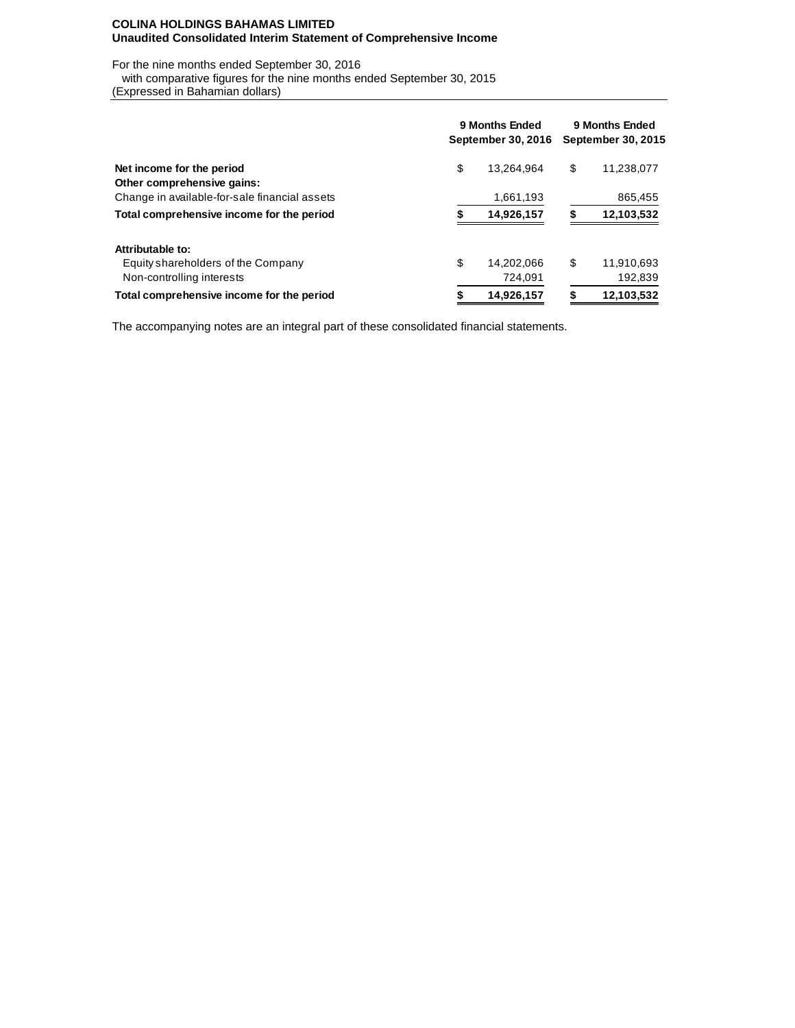**COLINA HOLDINGS BAHAMAS LIMITED**
**Unaudited Consolidated Interim Statement of Comprehensive Income**

For the nine months ended September 30, 2016
with comparative figures for the nine months ended September 30, 2015
(Expressed in Bahamian dollars)

| | 9 Months Ended September 30, 2016 | 9 Months Ended September 30, 2015 |
|---|---|---|
| **Net income for the period** | $ 13,264,964 | $ 11,238,077 |
| **Other comprehensive gains:** | | |
| Change in available-for-sale financial assets | 1,661,193 | 865,455 |
| **Total comprehensive income for the period** | **$ 14,926,157** | **$ 12,103,532** |
| | | |
| **Attributable to:** | | |
| Equity shareholders of the Company | $ 14,202,066 | $ 11,910,693 |
| Non-controlling interests | 724,091 | 192,839 |
| **Total comprehensive income for the period** | **$ 14,926,157** | **$ 12,103,532** |

The accompanying notes are an integral part of these consolidated financial statements.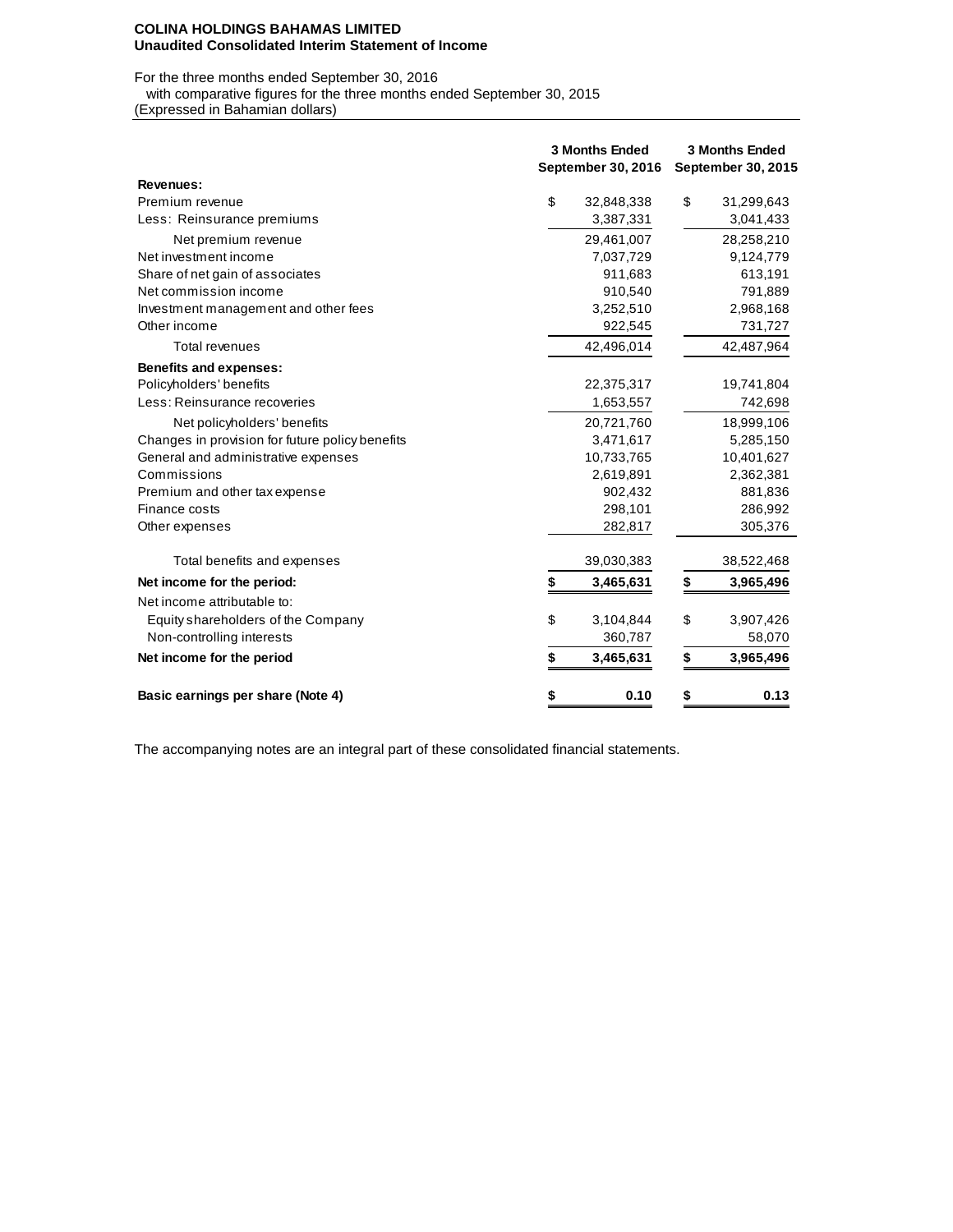**COLINA HOLDINGS BAHAMAS LIMITED**
**Unaudited Consolidated Interim Statement of Income**

For the three months ended September 30, 2016
with comparative figures for the three months ended September 30, 2015
(Expressed in Bahamian dollars)

| | 3 Months Ended September 30, 2016 | 3 Months Ended September 30, 2015 |
|---|---|---|
| **Revenues:** | | |
| Premium revenue | $ 32,848,338 | $ 31,299,643 |
| Less: Reinsurance premiums | 3,387,331 | 3,041,433 |
| Net premium revenue | 29,461,007 | 28,258,210 |
| Net investment income | 7,037,729 | 9,124,779 |
| Share of net gain of associates | 911,683 | 613,191 |
| Net commission income | 910,540 | 791,889 |
| Investment management and other fees | 3,252,510 | 2,968,168 |
| Other income | 922,545 | 731,727 |
| Total revenues | 42,496,014 | 42,487,964 |
| **Benefits and expenses:** | | |
| Policyholders' benefits | 22,375,317 | 19,741,804 |
| Less: Reinsurance recoveries | 1,653,557 | 742,698 |
| Net policyholders' benefits | 20,721,760 | 18,999,106 |
| Changes in provision for future policy benefits | 3,471,617 | 5,285,150 |
| General and administrative expenses | 10,733,765 | 10,401,627 |
| Commissions | 2,619,891 | 2,362,381 |
| Premium and other tax expense | 902,432 | 881,836 |
| Finance costs | 298,101 | 286,992 |
| Other expenses | 282,817 | 305,376 |
| Total benefits and expenses | 39,030,383 | 38,522,468 |
| **Net income for the period:** | **$ 3,465,631** | **$ 3,965,496** |
| Net income attributable to: | | |
| Equity shareholders of the Company | $ 3,104,844 | $ 3,907,426 |
| Non-controlling interests | 360,787 | 58,070 |
| **Net income for the period** | **$ 3,465,631** | **$ 3,965,496** |
| **Basic earnings per share (Note 4)** | **$ 0.10** | **$ 0.13** |

The accompanying notes are an integral part of these consolidated financial statements.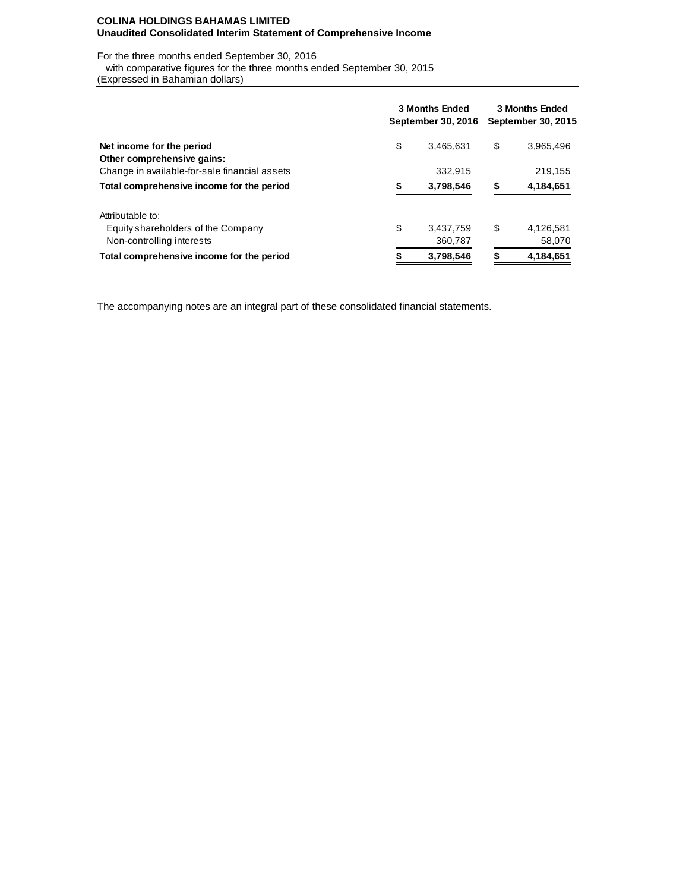**COLINA HOLDINGS BAHAMAS LIMITED**
**Unaudited Consolidated Interim Statement of Comprehensive Income**

For the three months ended September 30, 2016
with comparative figures for the three months ended September 30, 2015
(Expressed in Bahamian dollars)

| | 3 Months Ended September 30, 2016 | 3 Months Ended September 30, 2015 |
|---|---|---|
| **Net income for the period** | $ 3,465,631 | $ 3,965,496 |
| **Other comprehensive gains:** | | |
| Change in available-for-sale financial assets | 332,915 | 219,155 |
| **Total comprehensive income for the period** | **$ 3,798,546** | **$ 4,184,651** |
| | | |
| Attributable to: | | |
| Equity shareholders of the Company | $ 3,437,759 | $ 4,126,581 |
| Non-controlling interests | 360,787 | 58,070 |
| **Total comprehensive income for the period** | **$ 3,798,546** | **$ 4,184,651** |

The accompanying notes are an integral part of these consolidated financial statements.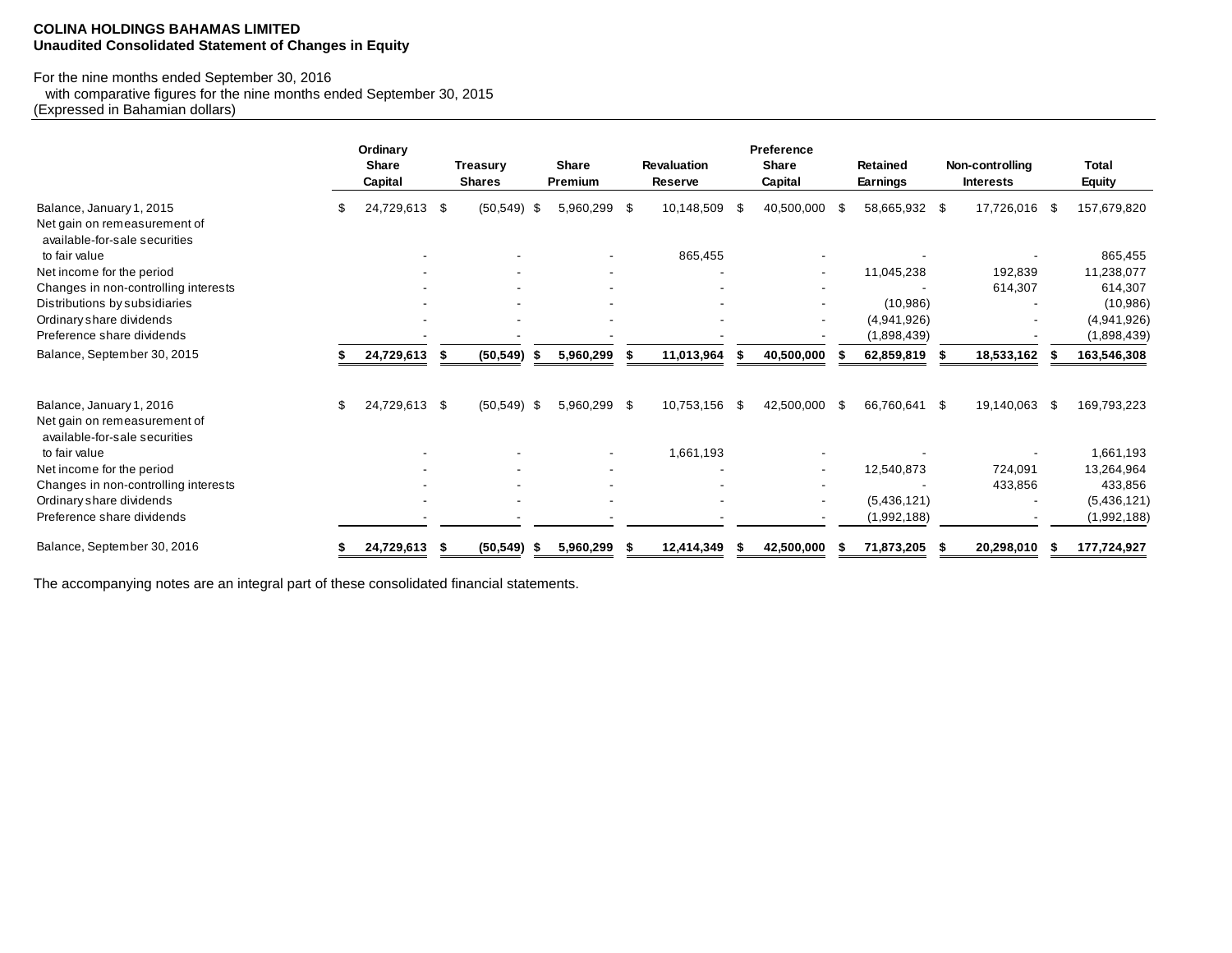**COLINA HOLDINGS BAHAMAS LIMITED**
**Unaudited Consolidated Statement of Changes in Equity**

For the nine months ended September 30, 2016
with comparative figures for the nine months ended September 30, 2015
(Expressed in Bahamian dollars)

| | Ordinary Share Capital | Treasury Shares | Share Premium | Revaluation Reserve | Preference Share Capital | Retained Earnings | Non-controlling Interests | Total Equity |
|---|---|---|---|---|---|---|---|---|
| Balance, January 1, 2015 | $ 24,729,613 | $ (50,549) | $ 5,960,299 | $ 10,148,509 | $ 40,500,000 | $ 58,665,932 | $ 17,726,016 | $ 157,679,820 |
| Net gain on remeasurement of available-for-sale securities to fair value | - | - | - | 865,455 | - | - | - | 865,455 |
| Net income for the period | - | - | - | - | - | 11,045,238 | 192,839 | 11,238,077 |
| Changes in non-controlling interests | - | - | - | - | - | - | 614,307 | 614,307 |
| Distributions by subsidiaries | - | - | - | - | - | (10,986) | - | (10,986) |
| Ordinary share dividends | - | - | - | - | - | (4,941,926) | - | (4,941,926) |
| Preference share dividends | - | - | - | - | - | (1,898,439) | - | (1,898,439) |
| **Balance, September 30, 2015** | **$ 24,729,613** | **$ (50,549)** | **$ 5,960,299** | **$ 11,013,964** | **$ 40,500,000** | **$ 62,859,819** | **$ 18,533,162** | **$ 163,546,308** |
| | | | | | | | | |
| Balance, January 1, 2016 | $ 24,729,613 | $ (50,549) | $ 5,960,299 | $ 10,753,156 | $ 42,500,000 | $ 66,760,641 | $ 19,140,063 | $ 169,793,223 |
| Net gain on remeasurement of available-for-sale securities to fair value | - | - | - | 1,661,193 | - | - | - | 1,661,193 |
| Net income for the period | - | - | - | - | - | 12,540,873 | 724,091 | 13,264,964 |
| Changes in non-controlling interests | - | - | - | - | - | - | 433,856 | 433,856 |
| Ordinary share dividends | - | - | - | - | - | (5,436,121) | - | (5,436,121) |
| Preference share dividends | - | - | - | - | - | (1,992,188) | - | (1,992,188) |
| **Balance, September 30, 2016** | **$ 24,729,613** | **$ (50,549)** | **$ 5,960,299** | **$ 12,414,349** | **$ 42,500,000** | **$ 71,873,205** | **$ 20,298,010** | **$ 177,724,927** |

The accompanying notes are an integral part of these consolidated financial statements.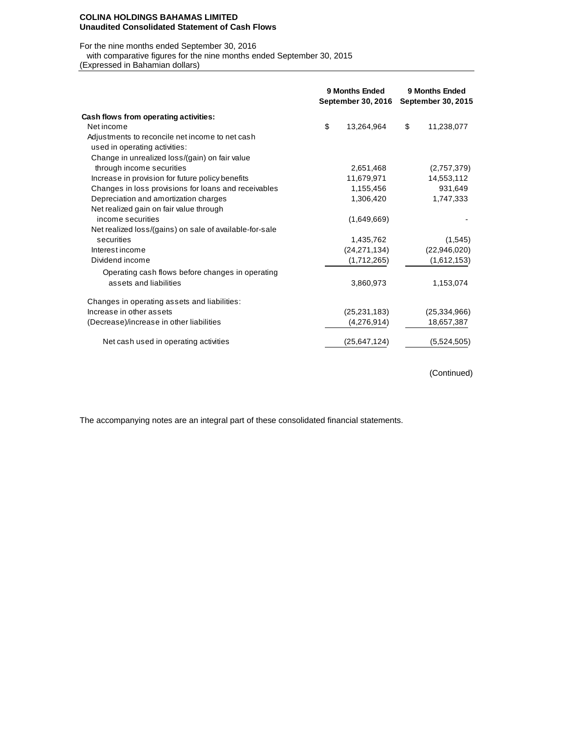**COLINA HOLDINGS BAHAMAS LIMITED**
**Unaudited Consolidated Statement of Cash Flows**

For the nine months ended September 30, 2016
with comparative figures for the nine months ended September 30, 2015
(Expressed in Bahamian dollars)

| | 9 Months Ended September 30, 2016 | 9 Months Ended September 30, 2015 |
|---|---|---|
| **Cash flows from operating activities:** | | |
| Net income | $ 13,264,964 | $ 11,238,077 |
| Adjustments to reconcile net income to net cash used in operating activities: | | |
| Change in unrealized loss/(gain) on fair value through income securities | 2,651,468 | (2,757,379) |
| Increase in provision for future policy benefits | 11,679,971 | 14,553,112 |
| Changes in loss provisions for loans and receivables | 1,155,456 | 931,649 |
| Depreciation and amortization charges | 1,306,420 | 1,747,333 |
| Net realized gain on fair value through income securities | (1,649,669) | - |
| Net realized loss/(gains) on sale of available-for-sale securities | 1,435,762 | (1,545) |
| Interest income | (24,271,134) | (22,946,020) |
| Dividend income | (1,712,265) | (1,612,153) |
| Operating cash flows before changes in operating assets and liabilities | 3,860,973 | 1,153,074 |
| Changes in operating assets and liabilities: | | |
| Increase in other assets | (25,231,183) | (25,334,966) |
| (Decrease)/increase in other liabilities | (4,276,914) | 18,657,387 |
| Net cash used in operating activities | (25,647,124) | (5,524,505) |

(Continued)

The accompanying notes are an integral part of these consolidated financial statements.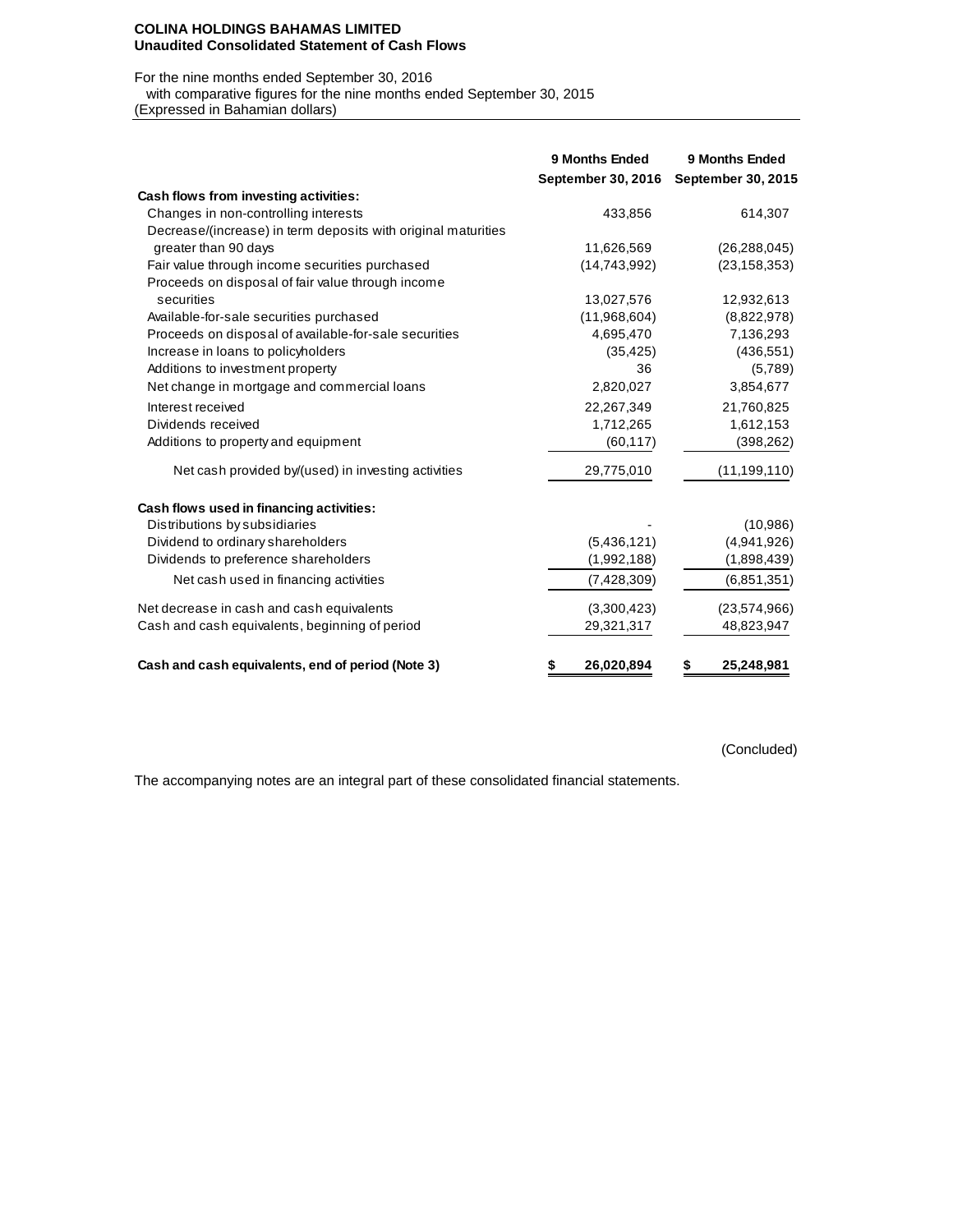**COLINA HOLDINGS BAHAMAS LIMITED**
**Unaudited Consolidated Statement of Cash Flows**

For the nine months ended September 30, 2016
with comparative figures for the nine months ended September 30, 2015
(Expressed in Bahamian dollars)

| | 9 Months Ended September 30, 2016 | 9 Months Ended September 30, 2015 |
|---|---|---|
| **Cash flows from investing activities:** | | |
| Changes in non-controlling interests | 433,856 | 614,307 |
| Decrease/(increase) in term deposits with original maturities greater than 90 days | 11,626,569 | (26,288,045) |
| Fair value through income securities purchased | (14,743,992) | (23,158,353) |
| Proceeds on disposal of fair value through income securities | 13,027,576 | 12,932,613 |
| Available-for-sale securities purchased | (11,968,604) | (8,822,978) |
| Proceeds on disposal of available-for-sale securities | 4,695,470 | 7,136,293 |
| Increase in loans to policyholders | (35,425) | (436,551) |
| Additions to investment property | 36 | (5,789) |
| Net change in mortgage and commercial loans | 2,820,027 | 3,854,677 |
| Interest received | 22,267,349 | 21,760,825 |
| Dividends received | 1,712,265 | 1,612,153 |
| Additions to property and equipment | (60,117) | (398,262) |
| Net cash provided by/(used) in investing activities | 29,775,010 | (11,199,110) |
| **Cash flows used in financing activities:** | | |
| Distributions by subsidiaries | - | (10,986) |
| Dividend to ordinary shareholders | (5,436,121) | (4,941,926) |
| Dividends to preference shareholders | (1,992,188) | (1,898,439) |
| Net cash used in financing activities | (7,428,309) | (6,851,351) |
| Net decrease in cash and cash equivalents | (3,300,423) | (23,574,966) |
| Cash and cash equivalents, beginning of period | 29,321,317 | 48,823,947 |
| **Cash and cash equivalents, end of period (Note 3)** | **$ 26,020,894** | **$ 25,248,981** |

(Concluded)

The accompanying notes are an integral part of these consolidated financial statements.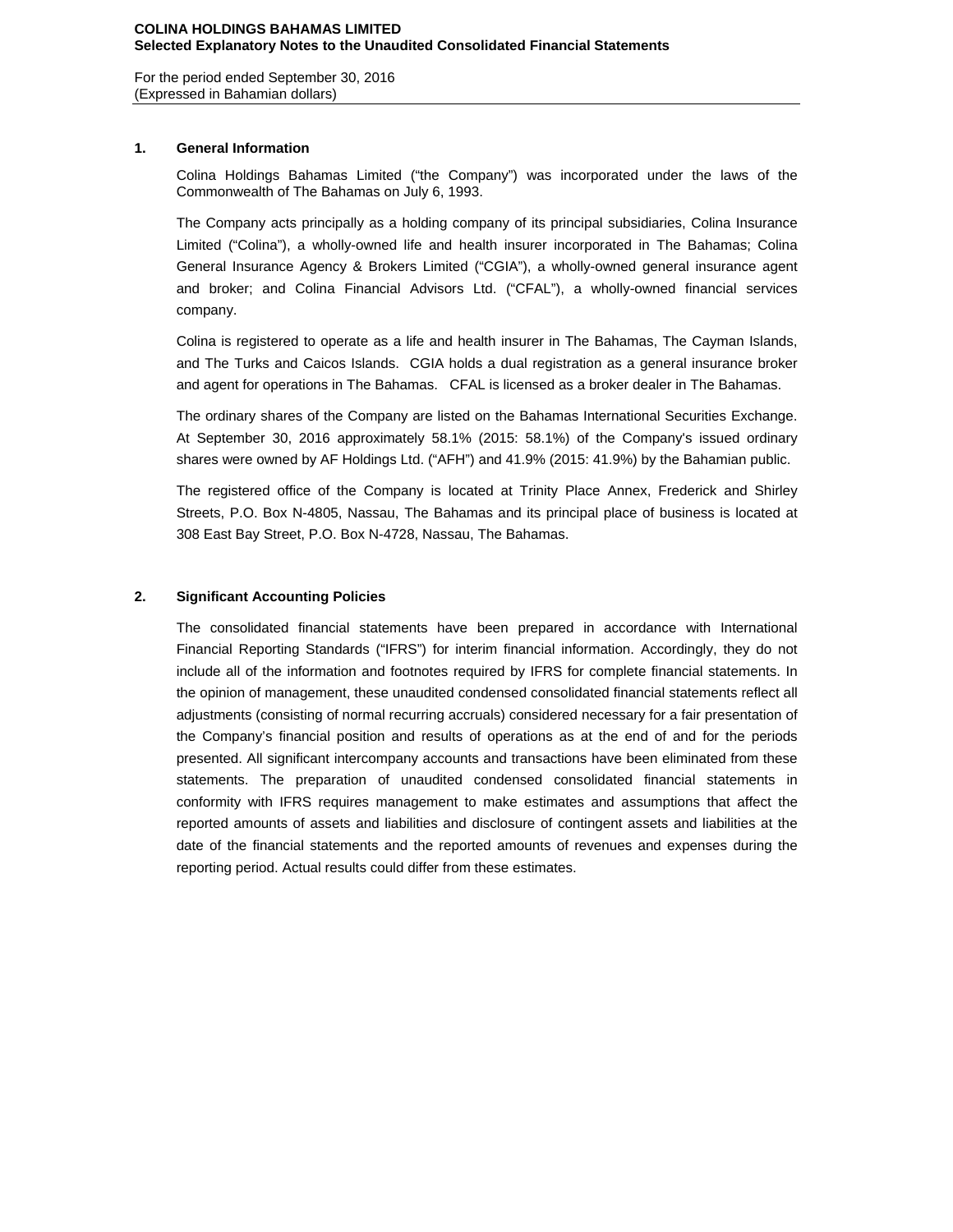**COLINA HOLDINGS BAHAMAS LIMITED**
**Selected Explanatory Notes to the Unaudited Consolidated Financial Statements**

For the period ended September 30, 2016
(Expressed in Bahamian dollars)

## 1. General Information

Colina Holdings Bahamas Limited ("the Company") was incorporated under the laws of the Commonwealth of The Bahamas on July 6, 1993.

The Company acts principally as a holding company of its principal subsidiaries, Colina Insurance Limited ("Colina"), a wholly-owned life and health insurer incorporated in The Bahamas; Colina General Insurance Agency & Brokers Limited ("CGIA"), a wholly-owned general insurance agent and broker; and Colina Financial Advisors Ltd. ("CFAL"), a wholly-owned financial services company.

Colina is registered to operate as a life and health insurer in The Bahamas, The Cayman Islands, and The Turks and Caicos Islands. CGIA holds a dual registration as a general insurance broker and agent for operations in The Bahamas. CFAL is licensed as a broker dealer in The Bahamas.

The ordinary shares of the Company are listed on the Bahamas International Securities Exchange. At September 30, 2016 approximately 58.1% (2015: 58.1%) of the Company's issued ordinary shares were owned by AF Holdings Ltd. ("AFH") and 41.9% (2015: 41.9%) by the Bahamian public.

The registered office of the Company is located at Trinity Place Annex, Frederick and Shirley Streets, P.O. Box N-4805, Nassau, The Bahamas and its principal place of business is located at 308 East Bay Street, P.O. Box N-4728, Nassau, The Bahamas.

## 2. Significant Accounting Policies

The consolidated financial statements have been prepared in accordance with International Financial Reporting Standards ("IFRS") for interim financial information. Accordingly, they do not include all of the information and footnotes required by IFRS for complete financial statements. In the opinion of management, these unaudited condensed consolidated financial statements reflect all adjustments (consisting of normal recurring accruals) considered necessary for a fair presentation of the Company's financial position and results of operations as at the end of and for the periods presented. All significant intercompany accounts and transactions have been eliminated from these statements. The preparation of unaudited condensed consolidated financial statements in conformity with IFRS requires management to make estimates and assumptions that affect the reported amounts of assets and liabilities and disclosure of contingent assets and liabilities at the date of the financial statements and the reported amounts of revenues and expenses during the reporting period. Actual results could differ from these estimates.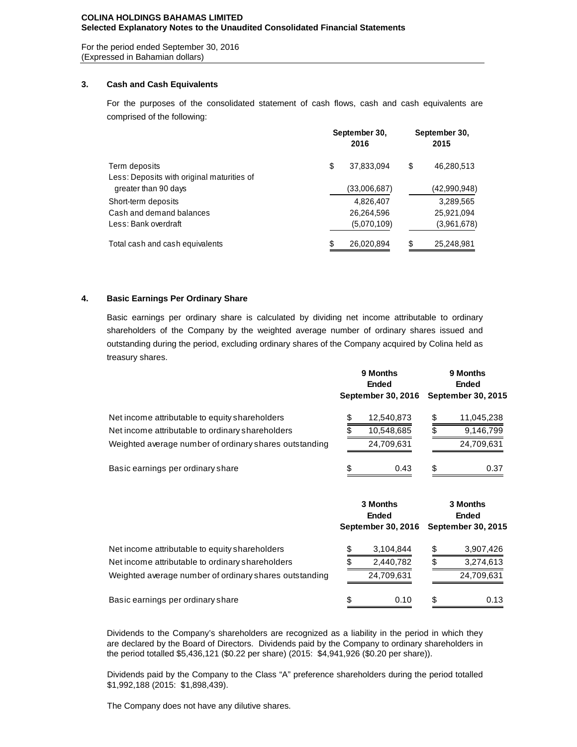**COLINA HOLDINGS BAHAMAS LIMITED**
**Selected Explanatory Notes to the Unaudited Consolidated Financial Statements**

For the period ended September 30, 2016
(Expressed in Bahamian dollars)

## 3. Cash and Cash Equivalents

For the purposes of the consolidated statement of cash flows, cash and cash equivalents are comprised of the following:

| | September 30, 2016 | September 30, 2015 |
|---|---|---|
| Term deposits | $ 37,833,094 | $ 46,280,513 |
| Less: Deposits with original maturities of greater than 90 days | (33,006,687) | (42,990,948) |
| Short-term deposits | 4,826,407 | 3,289,565 |
| Cash and demand balances | 26,264,596 | 25,921,094 |
| Less: Bank overdraft | (5,070,109) | (3,961,678) |
| Total cash and cash equivalents | $ 26,020,894 | $ 25,248,981 |

## 4. Basic Earnings Per Ordinary Share

Basic earnings per ordinary share is calculated by dividing net income attributable to ordinary shareholders of the Company by the weighted average number of ordinary shares issued and outstanding during the period, excluding ordinary shares of the Company acquired by Colina held as treasury shares.

| | 9 Months Ended September 30, 2016 | 9 Months Ended September 30, 2015 |
|---|---|---|
| Net income attributable to equity shareholders | $ 12,540,873 | $ 11,045,238 |
| Net income attributable to ordinary shareholders | $ 10,548,685 | $ 9,146,799 |
| Weighted average number of ordinary shares outstanding | 24,709,631 | 24,709,631 |
| Basic earnings per ordinary share | $ 0.43 | $ 0.37 |

| | 3 Months Ended September 30, 2016 | 3 Months Ended September 30, 2015 |
|---|---|---|
| Net income attributable to equity shareholders | $ 3,104,844 | $ 3,907,426 |
| Net income attributable to ordinary shareholders | $ 2,440,782 | $ 3,274,613 |
| Weighted average number of ordinary shares outstanding | 24,709,631 | 24,709,631 |
| Basic earnings per ordinary share | $ 0.10 | $ 0.13 |

Dividends to the Company's shareholders are recognized as a liability in the period in which they are declared by the Board of Directors. Dividends paid by the Company to ordinary shareholders in the period totalled $5,436,121 ($0.22 per share) (2015: $4,941,926 ($0.20 per share)).

Dividends paid by the Company to the Class "A" preference shareholders during the period totalled $1,992,188 (2015: $1,898,439).

The Company does not have any dilutive shares.